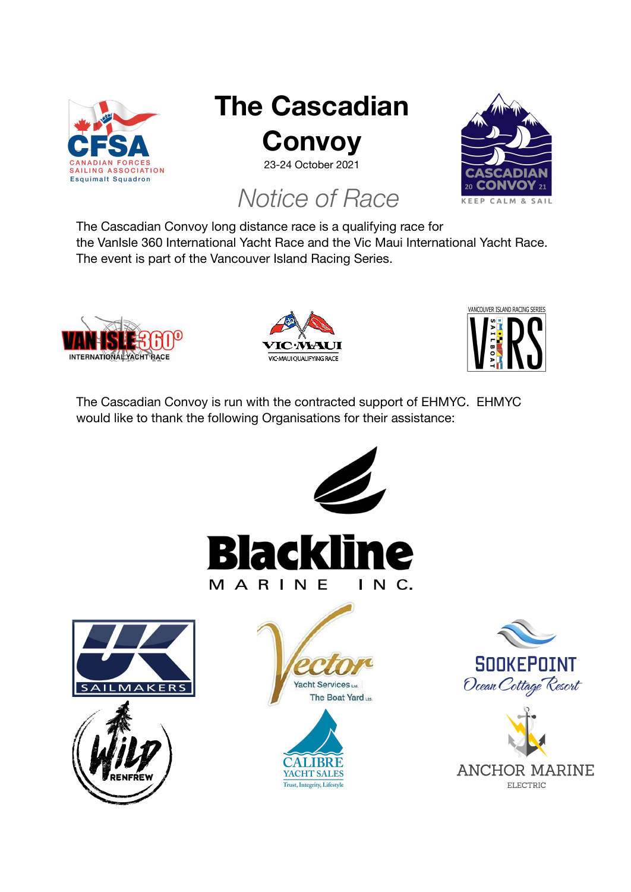# The Cascadian Convoy

23-24 October 2021

## *Notice of Race*

The Cascadian Convoy long distance race is a qualifying race for the VanIsle 360 International Yacht Race and the Vic Maui International Yacht Race. The event is part of the Vancouver Island Racing Series.

The Cascadian Convoy is run with the contracted support of EHMYC. EHMYC would like to thank the following Organisations for their assistance: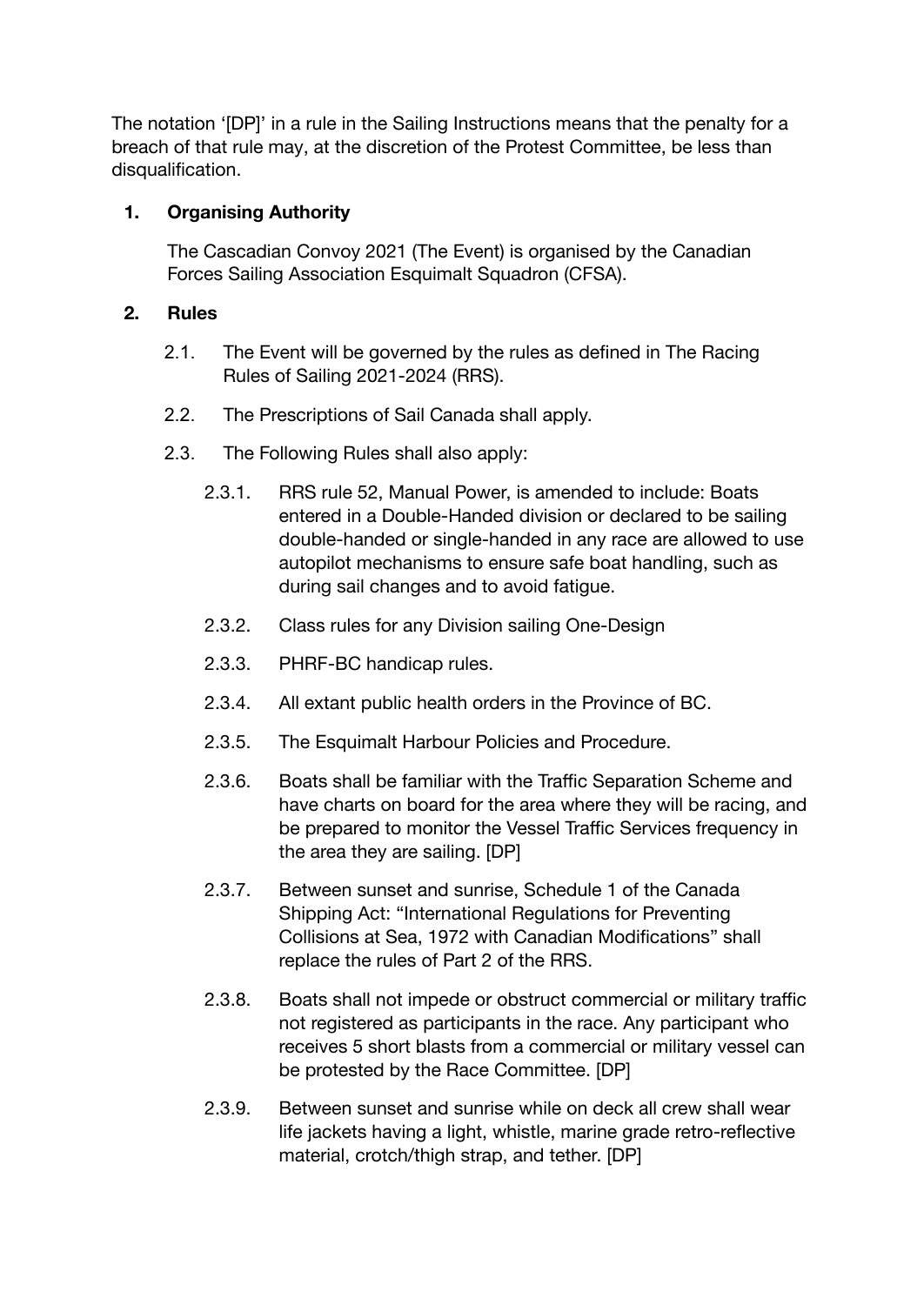The notation '[DP]' in a rule in the Sailing Instructions means that the penalty for a breach of that rule may, at the discretion of the Protest Committee, be less than disqualification.

1. **Organising Authority**

   The Cascadian Convoy 2021 (The Event) is organised by the Canadian Forces Sailing Association Esquimalt Squadron (CFSA).

2. **Rules**

   2.1. The Event will be governed by the rules as defined in The Racing Rules of Sailing 2021-2024 (RRS).

   2.2. The Prescriptions of Sail Canada shall apply.

   2.3. The Following Rules shall also apply:

   2.3.1. RRS rule 52, Manual Power, is amended to include: Boats entered in a Double-Handed division or declared to be sailing double-handed or single-handed in any race are allowed to use autopilot mechanisms to ensure safe boat handling, such as during sail changes and to avoid fatigue.

   2.3.2. Class rules for any Division sailing One-Design

   2.3.3. PHRF-BC handicap rules.

   2.3.4. All extant public health orders in the Province of BC.

   2.3.5. The Esquimalt Harbour Policies and Procedure.

   2.3.6. Boats shall be familiar with the Traffic Separation Scheme and have charts on board for the area where they will be racing, and be prepared to monitor the Vessel Traffic Services frequency in the area they are sailing. [DP]

   2.3.7. Between sunset and sunrise, Schedule 1 of the Canada Shipping Act: "International Regulations for Preventing Collisions at Sea, 1972 with Canadian Modifications" shall replace the rules of Part 2 of the RRS.

   2.3.8. Boats shall not impede or obstruct commercial or military traffic not registered as participants in the race. Any participant who receives 5 short blasts from a commercial or military vessel can be protested by the Race Committee. [DP]

   2.3.9. Between sunset and sunrise while on deck all crew shall wear life jackets having a light, whistle, marine grade retro-reflective material, crotch/thigh strap, and tether. [DP]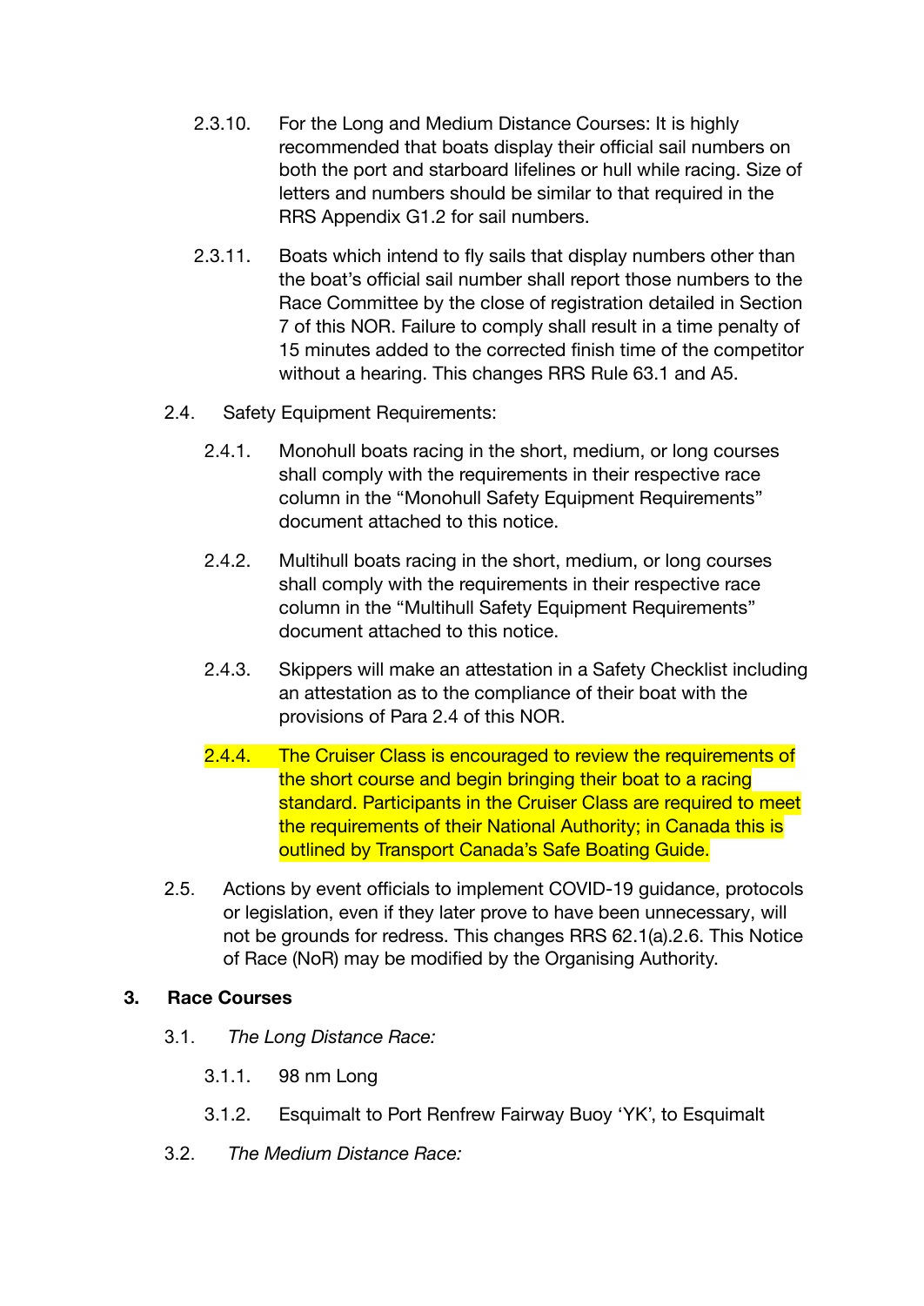2.3.10. For the Long and Medium Distance Courses: It is highly recommended that boats display their official sail numbers on both the port and starboard lifelines or hull while racing. Size of letters and numbers should be similar to that required in the RRS Appendix G1.2 for sail numbers.

2.3.11. Boats which intend to fly sails that display numbers other than the boat's official sail number shall report those numbers to the Race Committee by the close of registration detailed in Section 7 of this NOR. Failure to comply shall result in a time penalty of 15 minutes added to the corrected finish time of the competitor without a hearing. This changes RRS Rule 63.1 and A5.

2.4. Safety Equipment Requirements:

2.4.1. Monohull boats racing in the short, medium, or long courses shall comply with the requirements in their respective race column in the "Monohull Safety Equipment Requirements" document attached to this notice.

2.4.2. Multihull boats racing in the short, medium, or long courses shall comply with the requirements in their respective race column in the "Multihull Safety Equipment Requirements" document attached to this notice.

2.4.3. Skippers will make an attestation in a Safety Checklist including an attestation as to the compliance of their boat with the provisions of Para 2.4 of this NOR.

2.4.4. The Cruiser Class is encouraged to review the requirements of the short course and begin bringing their boat to a racing standard. Participants in the Cruiser Class are required to meet the requirements of their National Authority; in Canada this is outlined by Transport Canada's Safe Boating Guide.

2.5. Actions by event officials to implement COVID-19 guidance, protocols or legislation, even if they later prove to have been unnecessary, will not be grounds for redress. This changes RRS 62.1(a).2.6. This Notice of Race (NoR) may be modified by the Organising Authority.

## 3. Race Courses

3.1. *The Long Distance Race:*

3.1.1. 98 nm Long

3.1.2. Esquimalt to Port Renfrew Fairway Buoy 'YK', to Esquimalt

3.2. *The Medium Distance Race:*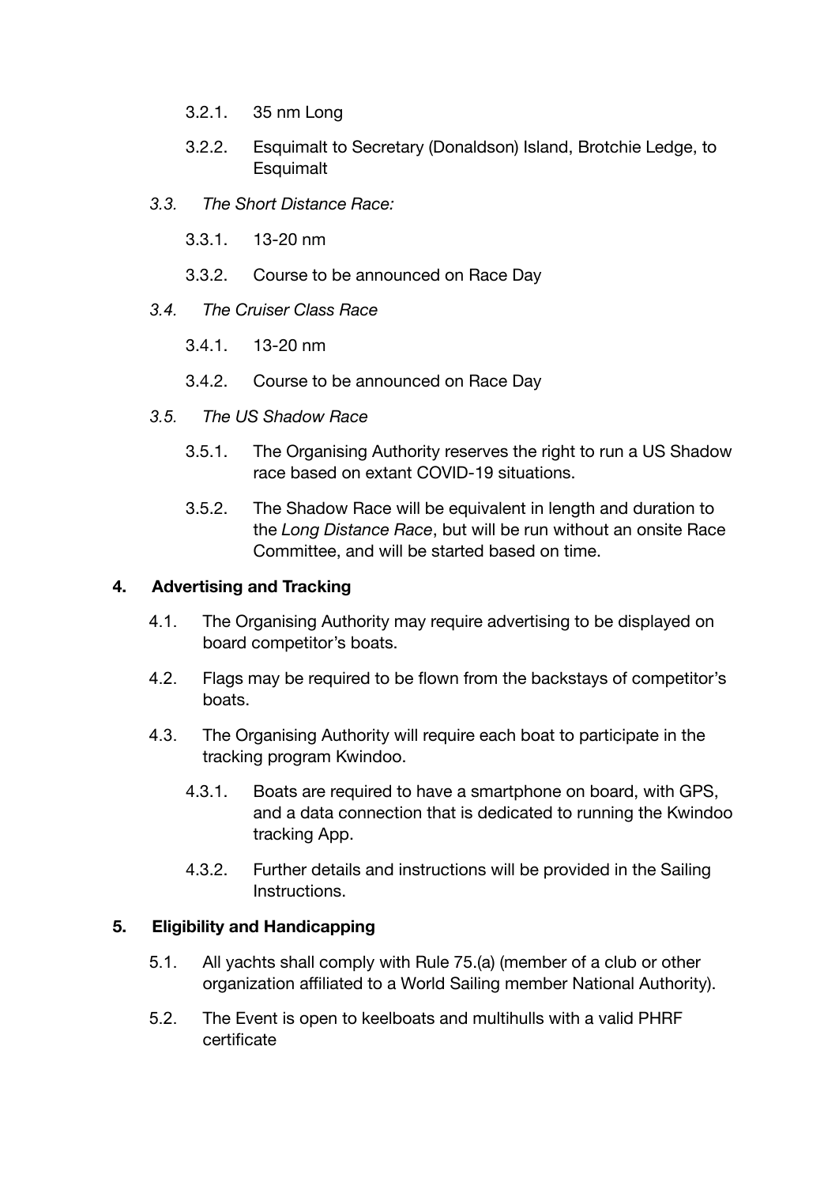3.2.1. 35 nm Long

3.2.2. Esquimalt to Secretary (Donaldson) Island, Brotchie Ledge, to Esquimalt

*3.3. The Short Distance Race:*

3.3.1. 13-20 nm

3.3.2. Course to be announced on Race Day

*3.4. The Cruiser Class Race*

3.4.1. 13-20 nm

3.4.2. Course to be announced on Race Day

*3.5. The US Shadow Race*

3.5.1. The Organising Authority reserves the right to run a US Shadow race based on extant COVID-19 situations.

3.5.2. The Shadow Race will be equivalent in length and duration to the *Long Distance Race*, but will be run without an onsite Race Committee, and will be started based on time.

## 4. Advertising and Tracking

4.1. The Organising Authority may require advertising to be displayed on board competitor's boats.

4.2. Flags may be required to be flown from the backstays of competitor's boats.

4.3. The Organising Authority will require each boat to participate in the tracking program Kwindoo.

4.3.1. Boats are required to have a smartphone on board, with GPS, and a data connection that is dedicated to running the Kwindoo tracking App.

4.3.2. Further details and instructions will be provided in the Sailing Instructions.

## 5. Eligibility and Handicapping

5.1. All yachts shall comply with Rule 75.(a) (member of a club or other organization affiliated to a World Sailing member National Authority).

5.2. The Event is open to keelboats and multihulls with a valid PHRF certificate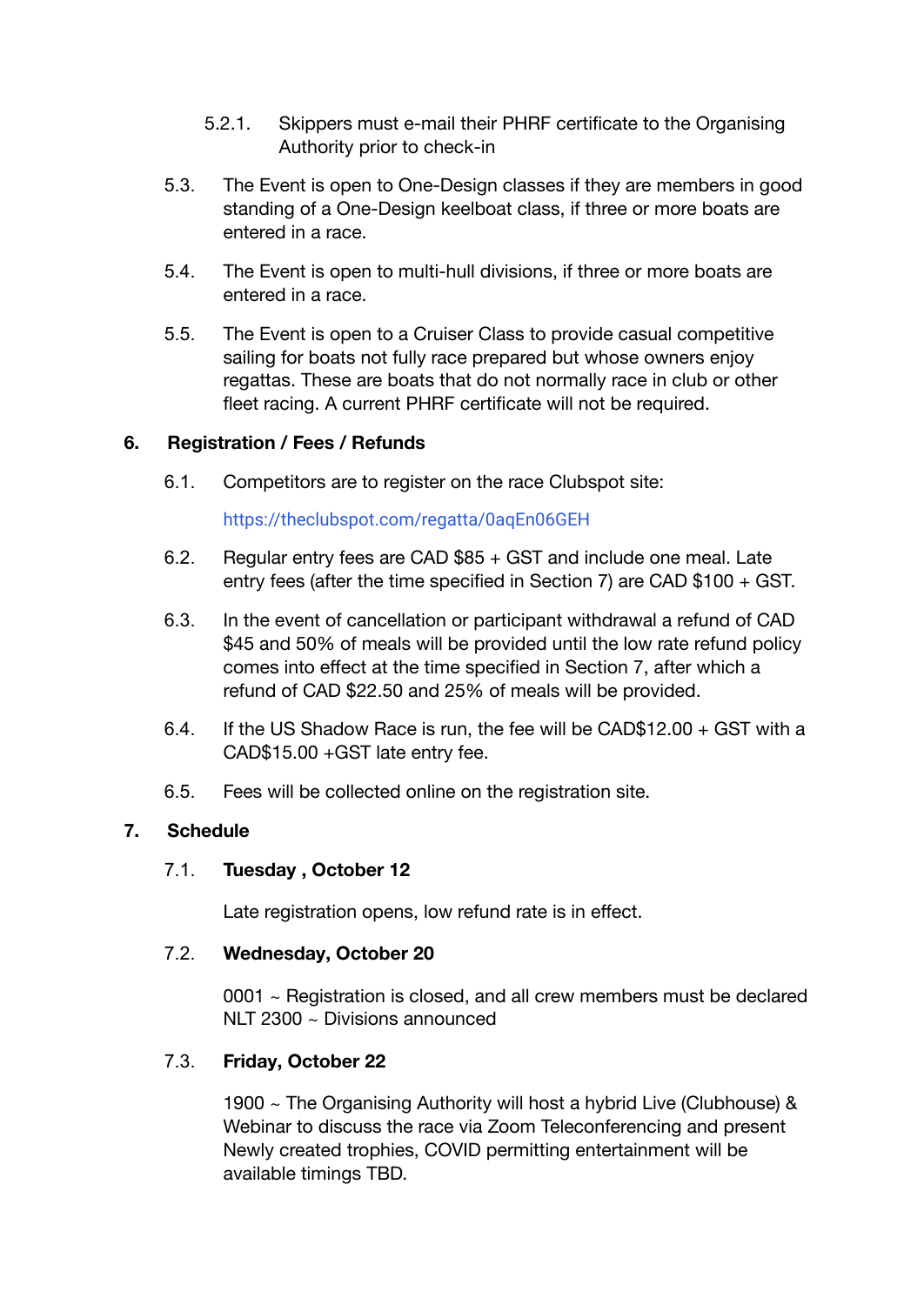5.2.1. Skippers must e-mail their PHRF certificate to the Organising Authority prior to check-in

5.3. The Event is open to One-Design classes if they are members in good standing of a One-Design keelboat class, if three or more boats are entered in a race.

5.4. The Event is open to multi-hull divisions, if three or more boats are entered in a race.

5.5. The Event is open to a Cruiser Class to provide casual competitive sailing for boats not fully race prepared but whose owners enjoy regattas. These are boats that do not normally race in club or other fleet racing. A current PHRF certificate will not be required.

## 6. Registration / Fees / Refunds

6.1. Competitors are to register on the race Clubspot site:

[https://theclubspot.com/regatta/0aqEn06GEH](https://theclubspot.com/regatta/0aqEn06GEH)

6.2. Regular entry fees are CAD $85 + GST and include one meal. Late entry fees (after the time specified in Section 7) are CAD $100 + GST.

6.3. In the event of cancellation or participant withdrawal a refund of CAD $45 and 50% of meals will be provided until the low rate refund policy comes into effect at the time specified in Section 7, after which a refund of CAD $22.50 and 25% of meals will be provided.

6.4. If the US Shadow Race is run, the fee will be CAD$12.00 + GST with a CAD$15.00 +GST late entry fee.

6.5. Fees will be collected online on the registration site.

## 7. Schedule

7.1. **Tuesday , October 12**

Late registration opens, low refund rate is in effect.

7.2. **Wednesday, October 20**

0001 ~ Registration is closed, and all crew members must be declared
NLT 2300 ~ Divisions announced

7.3. **Friday, October 22**

1900 ~ The Organising Authority will host a hybrid Live (Clubhouse) & Webinar to discuss the race via Zoom Teleconferencing and present Newly created trophies, COVID permitting entertainment will be available timings TBD.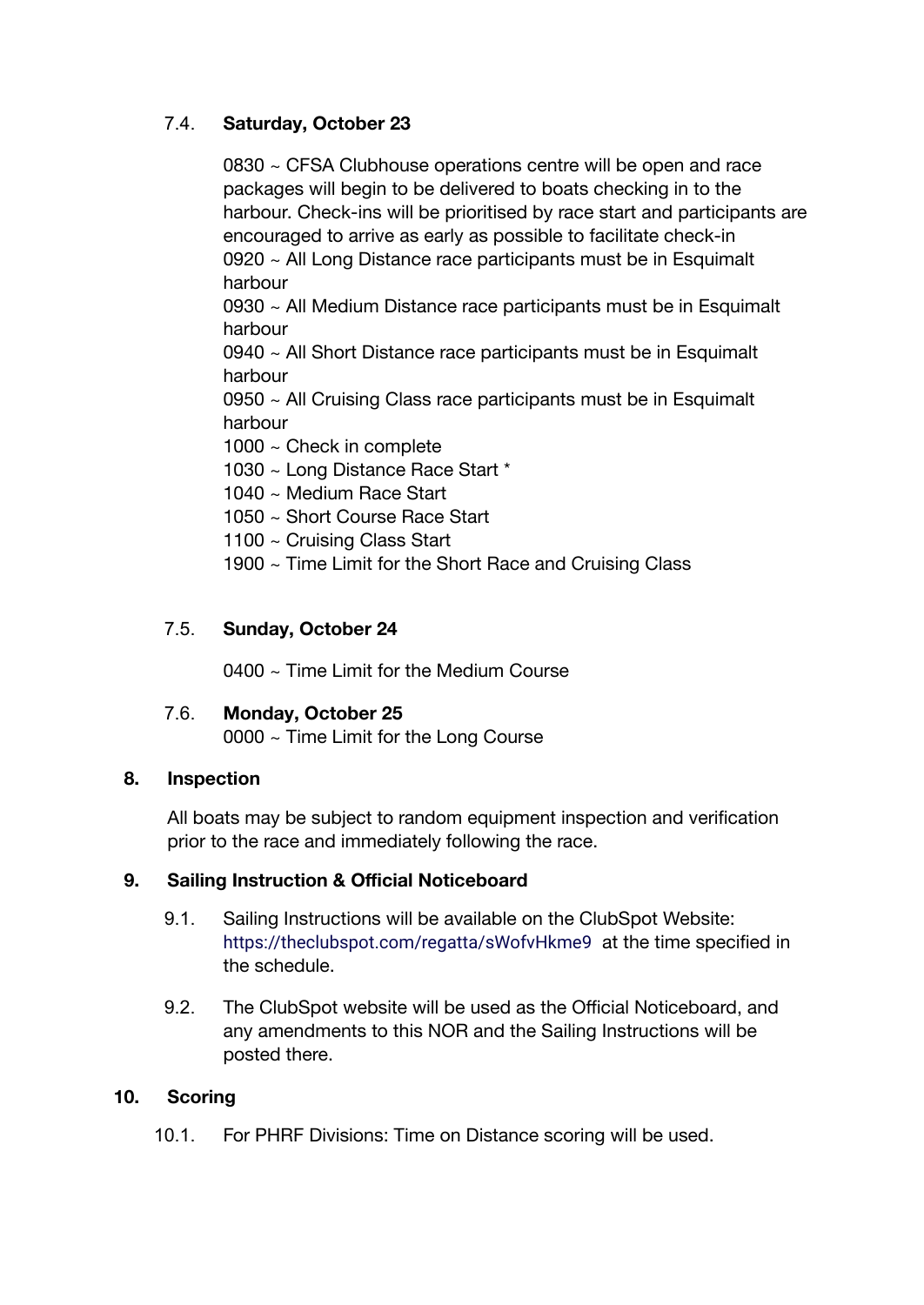7.4. **Saturday, October 23**

0830 ~ CFSA Clubhouse operations centre will be open and race packages will begin to be delivered to boats checking in to the harbour. Check-ins will be prioritised by race start and participants are encouraged to arrive as early as possible to facilitate check-in
0920 ~ All Long Distance race participants must be in Esquimalt harbour
0930 ~ All Medium Distance race participants must be in Esquimalt harbour
0940 ~ All Short Distance race participants must be in Esquimalt harbour
0950 ~ All Cruising Class race participants must be in Esquimalt harbour
1000 ~ Check in complete
1030 ~ Long Distance Race Start *
1040 ~ Medium Race Start
1050 ~ Short Course Race Start
1100 ~ Cruising Class Start
1900 ~ Time Limit for the Short Race and Cruising Class

7.5. **Sunday, October 24**

0400 ~ Time Limit for the Medium Course

7.6. **Monday, October 25**
0000 ~ Time Limit for the Long Course

**8. Inspection**

All boats may be subject to random equipment inspection and verification prior to the race and immediately following the race.

**9. Sailing Instruction & Official Noticeboard**

9.1. Sailing Instructions will be available on the ClubSpot Website: https://theclubspot.com/regatta/sWofvHkme9 at the time specified in the schedule.

9.2. The ClubSpot website will be used as the Official Noticeboard, and any amendments to this NOR and the Sailing Instructions will be posted there.

**10. Scoring**

10.1. For PHRF Divisions: Time on Distance scoring will be used.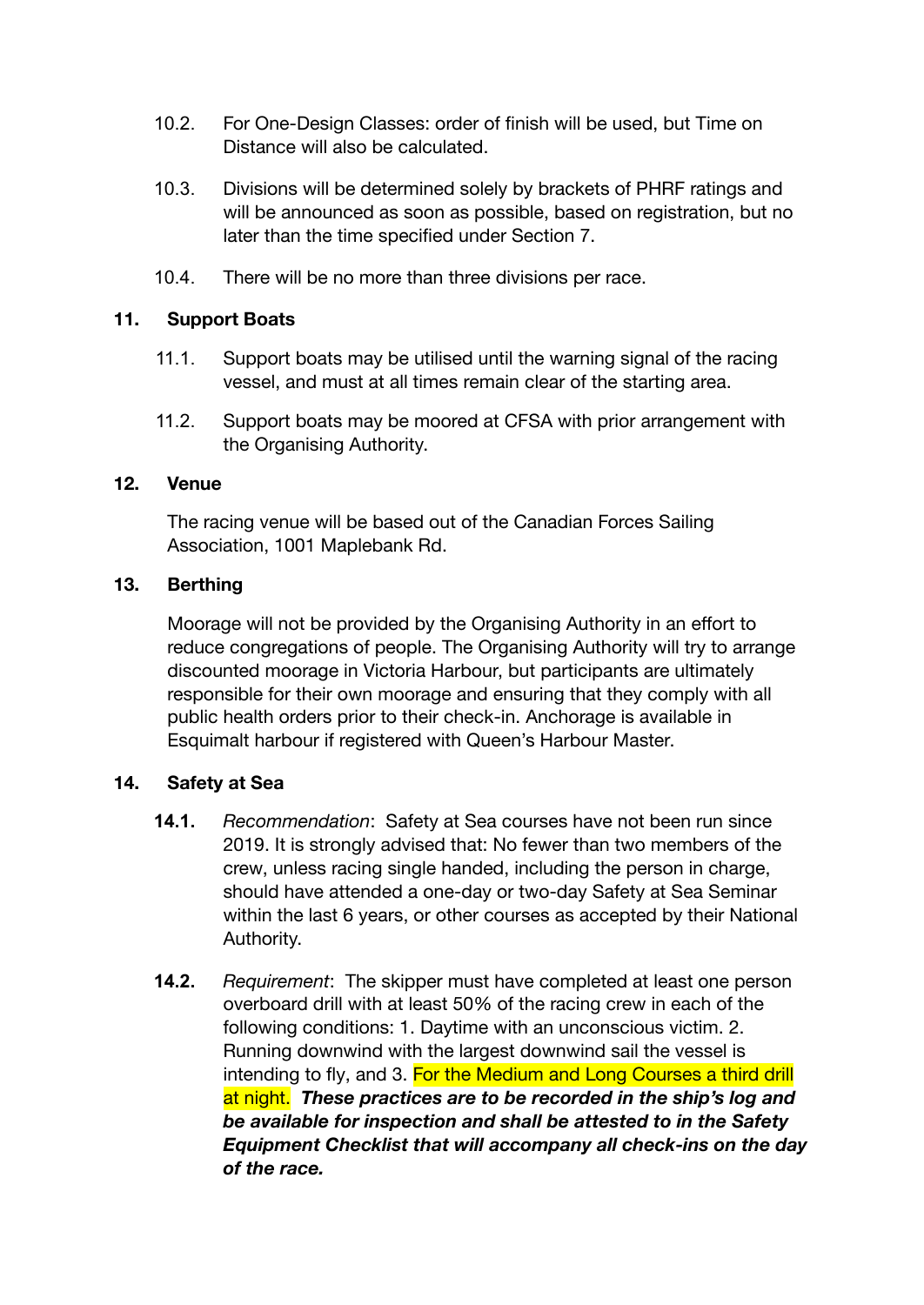10.2. For One-Design Classes: order of finish will be used, but Time on Distance will also be calculated.

10.3. Divisions will be determined solely by brackets of PHRF ratings and will be announced as soon as possible, based on registration, but no later than the time specified under Section 7.

10.4. There will be no more than three divisions per race.

## 11. Support Boats

11.1. Support boats may be utilised until the warning signal of the racing vessel, and must at all times remain clear of the starting area.

11.2. Support boats may be moored at CFSA with prior arrangement with the Organising Authority.

## 12. Venue

The racing venue will be based out of the Canadian Forces Sailing Association, 1001 Maplebank Rd.

## 13. Berthing

Moorage will not be provided by the Organising Authority in an effort to reduce congregations of people. The Organising Authority will try to arrange discounted moorage in Victoria Harbour, but participants are ultimately responsible for their own moorage and ensuring that they comply with all public health orders prior to their check-in. Anchorage is available in Esquimalt harbour if registered with Queen's Harbour Master.

## 14. Safety at Sea

**14.1.** *Recommendation*: Safety at Sea courses have not been run since 2019. It is strongly advised that: No fewer than two members of the crew, unless racing single handed, including the person in charge, should have attended a one-day or two-day Safety at Sea Seminar within the last 6 years, or other courses as accepted by their National Authority.

**14.2.** *Requirement*: The skipper must have completed at least one person overboard drill with at least 50% of the racing crew in each of the following conditions: 1. Daytime with an unconscious victim. 2. Running downwind with the largest downwind sail the vessel is intending to fly, and 3. For the Medium and Long Courses a third drill at night. ***These practices are to be recorded in the ship's log and be available for inspection and shall be attested to in the Safety Equipment Checklist that will accompany all check-ins on the day of the race.***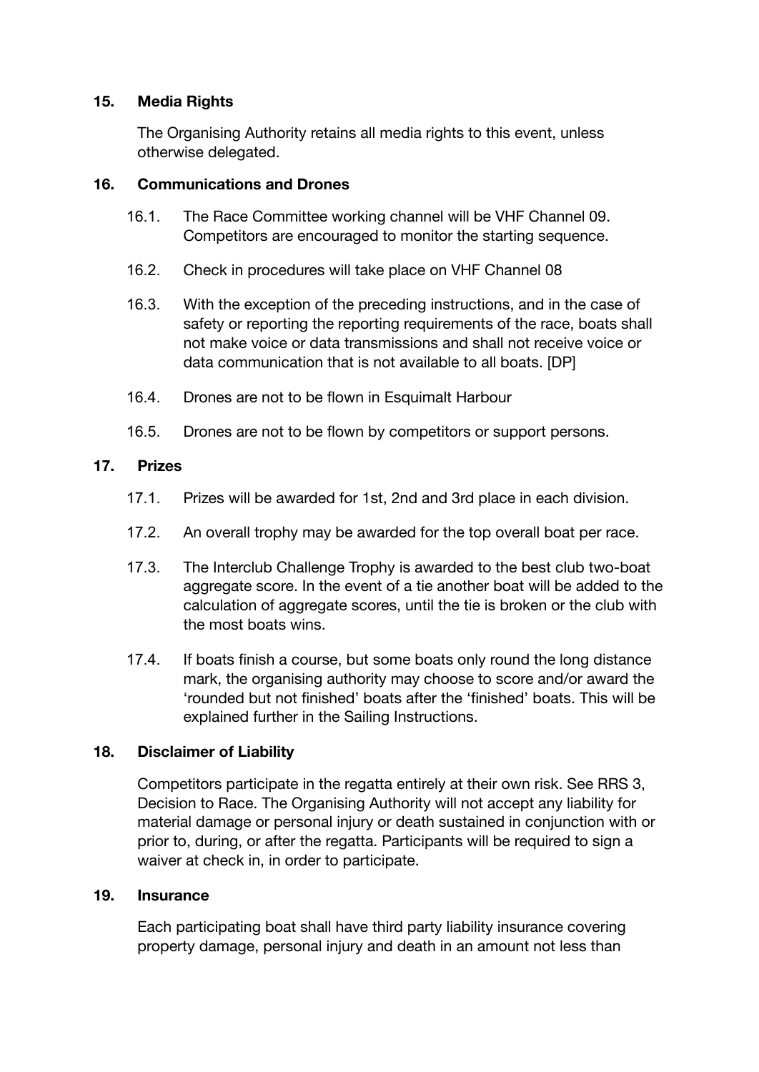## 15. Media Rights

The Organising Authority retains all media rights to this event, unless otherwise delegated.

## 16. Communications and Drones

16.1. The Race Committee working channel will be VHF Channel 09. Competitors are encouraged to monitor the starting sequence.

16.2. Check in procedures will take place on VHF Channel 08

16.3. With the exception of the preceding instructions, and in the case of safety or reporting the reporting requirements of the race, boats shall not make voice or data transmissions and shall not receive voice or data communication that is not available to all boats. [DP]

16.4. Drones are not to be flown in Esquimalt Harbour

16.5. Drones are not to be flown by competitors or support persons.

## 17. Prizes

17.1. Prizes will be awarded for 1st, 2nd and 3rd place in each division.

17.2. An overall trophy may be awarded for the top overall boat per race.

17.3. The Interclub Challenge Trophy is awarded to the best club two-boat aggregate score. In the event of a tie another boat will be added to the calculation of aggregate scores, until the tie is broken or the club with the most boats wins.

17.4. If boats finish a course, but some boats only round the long distance mark, the organising authority may choose to score and/or award the 'rounded but not finished' boats after the 'finished' boats. This will be explained further in the Sailing Instructions.

## 18. Disclaimer of Liability

Competitors participate in the regatta entirely at their own risk. See RRS 3, Decision to Race. The Organising Authority will not accept any liability for material damage or personal injury or death sustained in conjunction with or prior to, during, or after the regatta. Participants will be required to sign a waiver at check in, in order to participate.

## 19. Insurance

Each participating boat shall have third party liability insurance covering property damage, personal injury and death in an amount not less than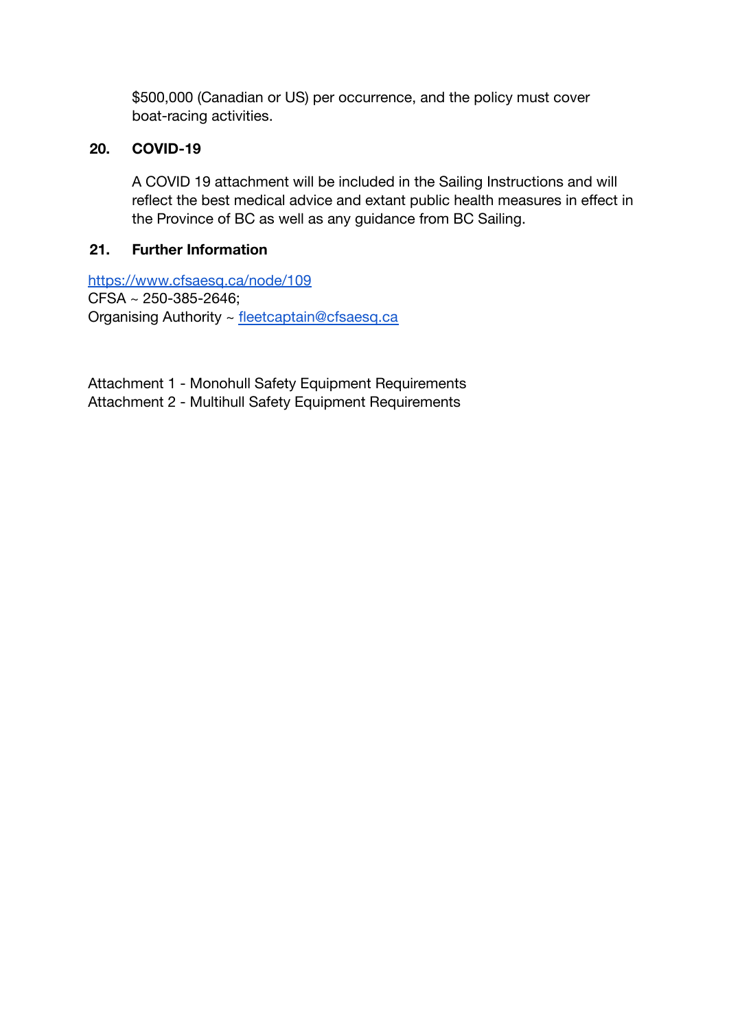$500,000 (Canadian or US) per occurrence, and the policy must cover boat-racing activities.

## 20. COVID-19

A COVID 19 attachment will be included in the Sailing Instructions and will reflect the best medical advice and extant public health measures in effect in the Province of BC as well as any guidance from BC Sailing.

## 21. Further Information

https://www.cfsaesq.ca/node/109
CFSA ~ 250-385-2646;
Organising Authority ~ fleetcaptain@cfsaesq.ca

Attachment 1 - Monohull Safety Equipment Requirements
Attachment 2 - Multihull Safety Equipment Requirements